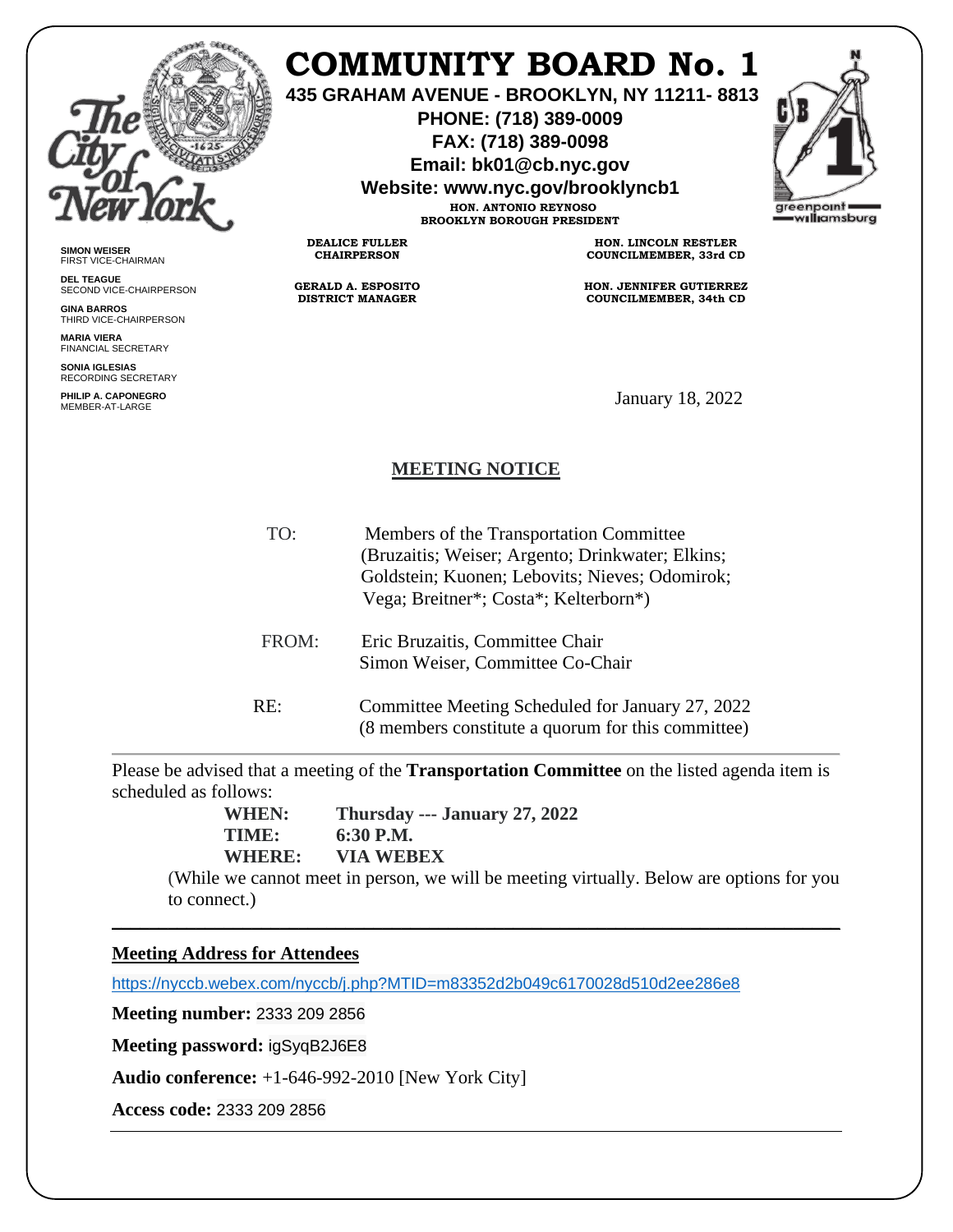# COMMUNITY BOARD No. 1

**435 GRAHAM AVENUE - BROOKLYN, NY 11211- 8813**
**PHONE: (718) 389-0009**
**FAX: (718) 389-0098**
**Email: bk01@cb.nyc.gov**
**Website: www.nyc.gov/brooklyncb1**

**HON. ANTONIO REYNOSO**
**BROOKLYN BOROUGH PRESIDENT**

**SIMON WEISER**
FIRST VICE-CHAIRMAN

**DEL TEAGUE**
SECOND VICE-CHAIRPERSON

**GINA BARROS**
THIRD VICE-CHAIRPERSON

**MARIA VIERA**
FINANCIAL SECRETARY

**SONIA IGLESIAS**
RECORDING SECRETARY

**PHILIP A. CAPONEGRO**
MEMBER-AT-LARGE

**DEALICE FULLER**
**CHAIRPERSON**

**GERALD A. ESPOSITO**
**DISTRICT MANAGER**

**HON. LINCOLN RESTLER**
**COUNCILMEMBER, 33rd CD**

**HON. JENNIFER GUTIERREZ**
**COUNCILMEMBER, 34th CD**

January 18, 2022

## MEETING NOTICE

TO: Members of the Transportation Committee (Bruzaitis; Weiser; Argento; Drinkwater; Elkins; Goldstein; Kuonen; Lebovits; Nieves; Odomirok; Vega; Breitner*; Costa*; Kelterborn*)

FROM: Eric Bruzaitis, Committee Chair
Simon Weiser, Committee Co-Chair

RE: Committee Meeting Scheduled for January 27, 2022
(8 members constitute a quorum for this committee)

---

Please be advised that a meeting of the **Transportation Committee** on the listed agenda item is scheduled as follows:

**WHEN: Thursday --- January 27, 2022**
**TIME: 6:30 P.M.**
**WHERE: VIA WEBEX**

(While we cannot meet in person, we will be meeting virtually. Below are options for you to connect.)

---

**Meeting Address for Attendees**

https://nyccb.webex.com/nyccb/j.php?MTID=m83352d2b049c6170028d510d2ee286e8

**Meeting number:** 2333 209 2856

**Meeting password:** igSyqB2J6E8

**Audio conference:** +1-646-992-2010 [New York City]

**Access code:** 2333 209 2856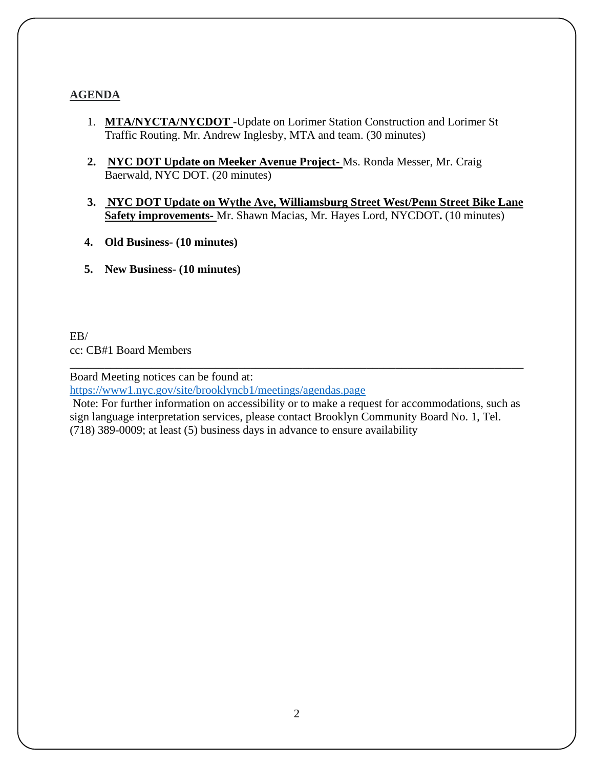**AGENDA**

1. **MTA/NYCTA/NYCDOT** -Update on Lorimer Station Construction and Lorimer St Traffic Routing. Mr. Andrew Inglesby, MTA and team. (30 minutes)

2. **NYC DOT Update on Meeker Avenue Project-** Ms. Ronda Messer, Mr. Craig Baerwald, NYC DOT. (20 minutes)

3. **NYC DOT Update on Wythe Ave, Williamsburg Street West/Penn Street Bike Lane Safety improvements-** Mr. Shawn Macias, Mr. Hayes Lord, NYCDOT**.** (10 minutes)

4. **Old Business- (10 minutes)**

5. **New Business- (10 minutes)**

EB/
cc: CB#1 Board Members

---

Board Meeting notices can be found at:
https://www1.nyc.gov/site/brooklyncb1/meetings/agendas.page
Note: For further information on accessibility or to make a request for accommodations, such as sign language interpretation services, please contact Brooklyn Community Board No. 1, Tel. (718) 389-0009; at least (5) business days in advance to ensure availability